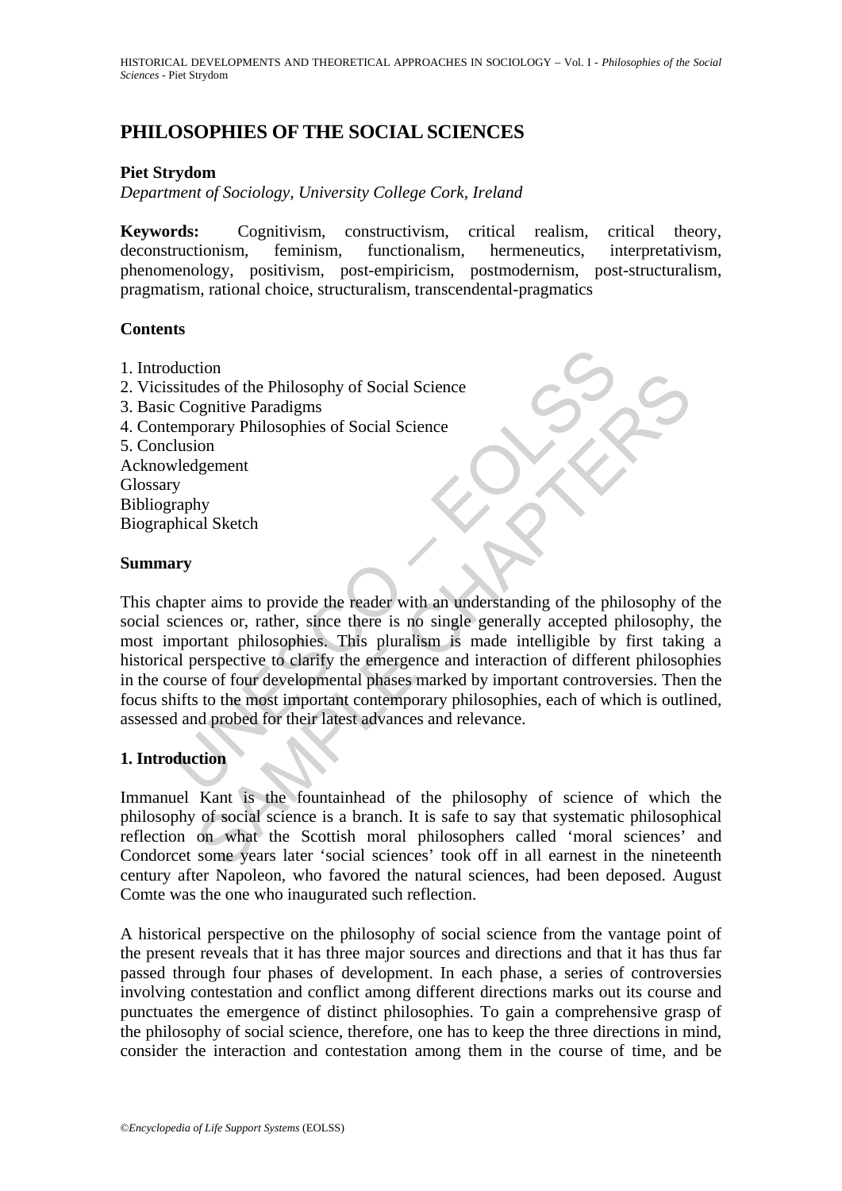# PHILOSOPHIES OF THE SOCIAL SCIENCES

**Piet Strydom**

*Department of Sociology, University College Cork, Ireland*

**Keywords:** Cognitivism, constructivism, critical realism, critical theory, deconstructionism, feminism, functionalism, hermeneutics, interpretativism, phenomenology, positivism, post-empiricism, postmodernism, post-structuralism, pragmatism, rational choice, structuralism, transcendental-pragmatics

## Contents

1. Introduction
2. Vicissitudes of the Philosophy of Social Science
3. Basic Cognitive Paradigms
4. Contemporary Philosophies of Social Science
5. Conclusion

Acknowledgement
Glossary
Bibliography
Biographical Sketch

## Summary

This chapter aims to provide the reader with an understanding of the philosophy of the social sciences or, rather, since there is no single generally accepted philosophy, the most important philosophies. This pluralism is made intelligible by first taking a historical perspective to clarify the emergence and interaction of different philosophies in the course of four developmental phases marked by important controversies. Then the focus shifts to the most important contemporary philosophies, each of which is outlined, assessed and probed for their latest advances and relevance.

## 1. Introduction

Immanuel Kant is the fountainhead of the philosophy of science of which the philosophy of social science is a branch. It is safe to say that systematic philosophical reflection on what the Scottish moral philosophers called 'moral sciences' and Condorcet some years later 'social sciences' took off in all earnest in the nineteenth century after Napoleon, who favored the natural sciences, had been deposed. August Comte was the one who inaugurated such reflection.

A historical perspective on the philosophy of social science from the vantage point of the present reveals that it has three major sources and directions and that it has thus far passed through four phases of development. In each phase, a series of controversies involving contestation and conflict among different directions marks out its course and punctuates the emergence of distinct philosophies. To gain a comprehensive grasp of the philosophy of social science, therefore, one has to keep the three directions in mind, consider the interaction and contestation among them in the course of time, and be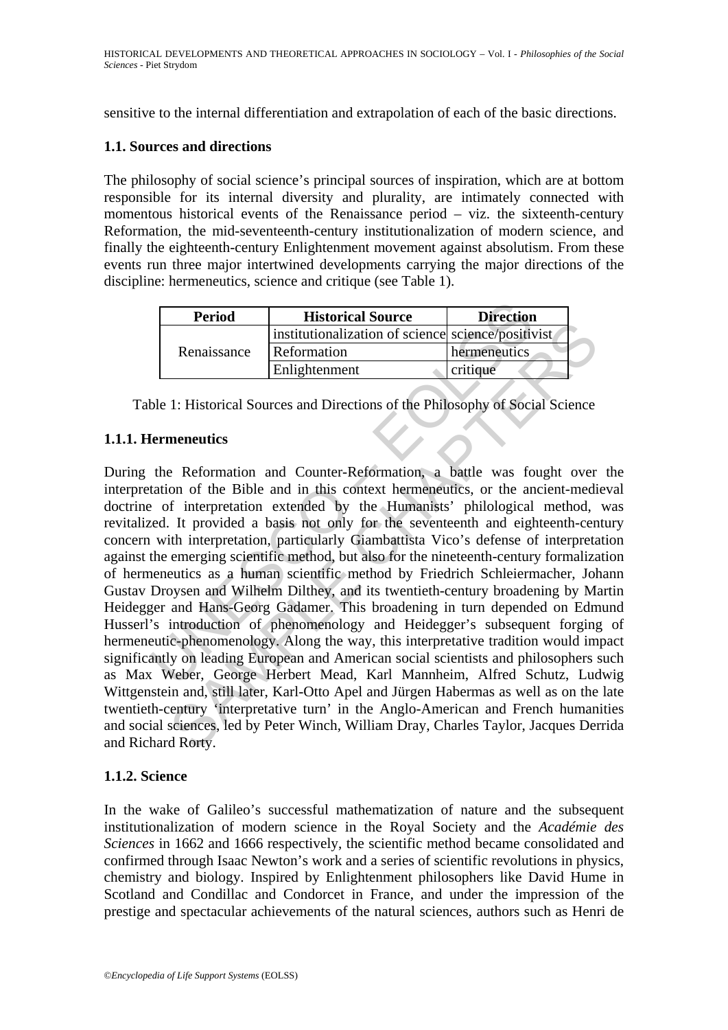sensitive to the internal differentiation and extrapolation of each of the basic directions.

### 1.1. Sources and directions

The philosophy of social science's principal sources of inspiration, which are at bottom responsible for its internal diversity and plurality, are intimately connected with momentous historical events of the Renaissance period – viz. the sixteenth-century Reformation, the mid-seventeenth-century institutionalization of modern science, and finally the eighteenth-century Enlightenment movement against absolutism. From these events run three major intertwined developments carrying the major directions of the discipline: hermeneutics, science and critique (see Table 1).

| Period | Historical Source | Direction |
|---|---|---|
| Renaissance | institutionalization of science | science/positivist |
| | Reformation | hermeneutics |
| | Enlightenment | critique |

Table 1: Historical Sources and Directions of the Philosophy of Social Science

#### 1.1.1. Hermeneutics

During the Reformation and Counter-Reformation, a battle was fought over the interpretation of the Bible and in this context hermeneutics, or the ancient-medieval doctrine of interpretation extended by the Humanists' philological method, was revitalized. It provided a basis not only for the seventeenth and eighteenth-century concern with interpretation, particularly Giambattista Vico's defense of interpretation against the emerging scientific method, but also for the nineteenth-century formalization of hermeneutics as a human scientific method by Friedrich Schleiermacher, Johann Gustav Droysen and Wilhelm Dilthey, and its twentieth-century broadening by Martin Heidegger and Hans-Georg Gadamer. This broadening in turn depended on Edmund Husserl's introduction of phenomenology and Heidegger's subsequent forging of hermeneutic-phenomenology. Along the way, this interpretative tradition would impact significantly on leading European and American social scientists and philosophers such as Max Weber, George Herbert Mead, Karl Mannheim, Alfred Schutz, Ludwig Wittgenstein and, still later, Karl-Otto Apel and Jürgen Habermas as well as on the late twentieth-century 'interpretative turn' in the Anglo-American and French humanities and social sciences, led by Peter Winch, William Dray, Charles Taylor, Jacques Derrida and Richard Rorty.

#### 1.1.2. Science

In the wake of Galileo's successful mathematization of nature and the subsequent institutionalization of modern science in the Royal Society and the *Académie des Sciences* in 1662 and 1666 respectively, the scientific method became consolidated and confirmed through Isaac Newton's work and a series of scientific revolutions in physics, chemistry and biology. Inspired by Enlightenment philosophers like David Hume in Scotland and Condillac and Condorcet in France, and under the impression of the prestige and spectacular achievements of the natural sciences, authors such as Henri de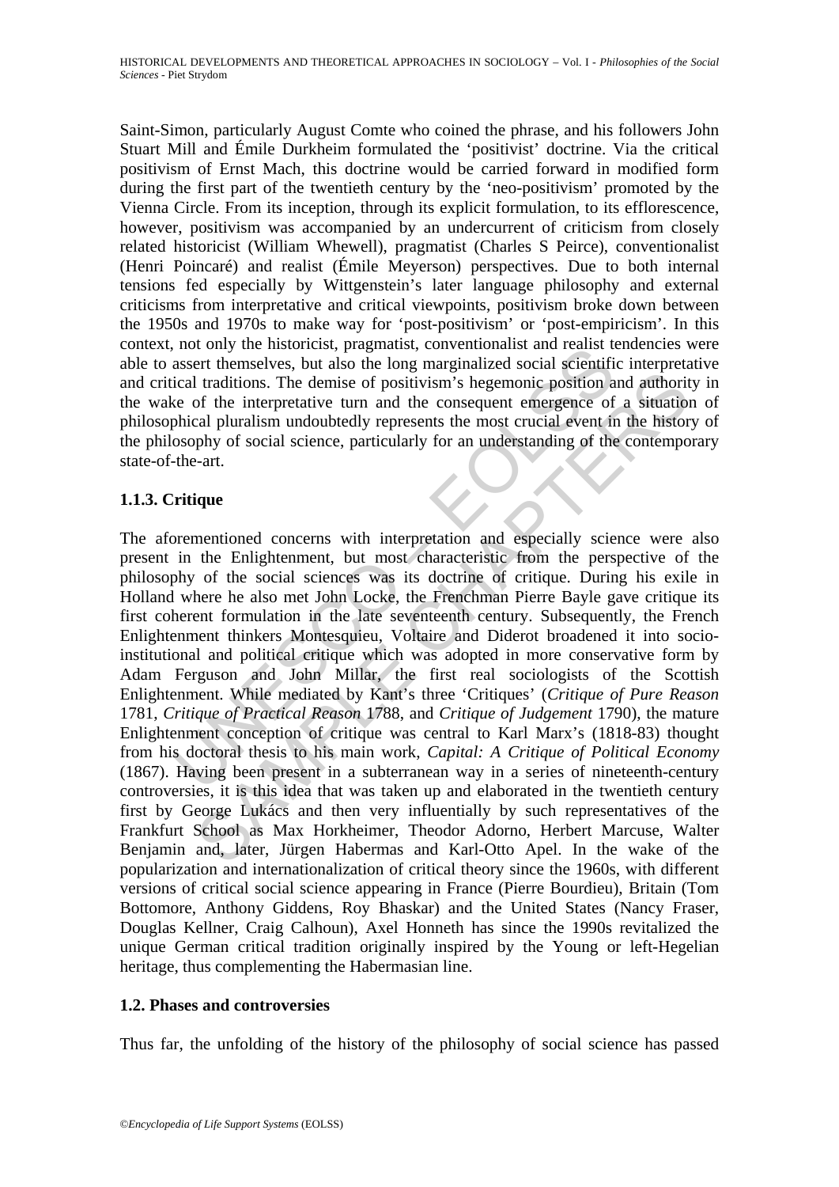Saint-Simon, particularly August Comte who coined the phrase, and his followers John Stuart Mill and Émile Durkheim formulated the 'positivist' doctrine. Via the critical positivism of Ernst Mach, this doctrine would be carried forward in modified form during the first part of the twentieth century by the 'neo-positivism' promoted by the Vienna Circle. From its inception, through its explicit formulation, to its efflorescence, however, positivism was accompanied by an undercurrent of criticism from closely related historicist (William Whewell), pragmatist (Charles S Peirce), conventionalist (Henri Poincaré) and realist (Émile Meyerson) perspectives. Due to both internal tensions fed especially by Wittgenstein's later language philosophy and external criticisms from interpretative and critical viewpoints, positivism broke down between the 1950s and 1970s to make way for 'post-positivism' or 'post-empiricism'. In this context, not only the historicist, pragmatist, conventionalist and realist tendencies were able to assert themselves, but also the long marginalized social scientific interpretative and critical traditions. The demise of positivism's hegemonic position and authority in the wake of the interpretative turn and the consequent emergence of a situation of philosophical pluralism undoubtedly represents the most crucial event in the history of the philosophy of social science, particularly for an understanding of the contemporary state-of-the-art.

### 1.1.3. Critique

The aforementioned concerns with interpretation and especially science were also present in the Enlightenment, but most characteristic from the perspective of the philosophy of the social sciences was its doctrine of critique. During his exile in Holland where he also met John Locke, the Frenchman Pierre Bayle gave critique its first coherent formulation in the late seventeenth century. Subsequently, the French Enlightenment thinkers Montesquieu, Voltaire and Diderot broadened it into socio-institutional and political critique which was adopted in more conservative form by Adam Ferguson and John Millar, the first real sociologists of the Scottish Enlightenment. While mediated by Kant's three 'Critiques' (*Critique of Pure Reason* 1781, *Critique of Practical Reason* 1788, and *Critique of Judgement* 1790), the mature Enlightenment conception of critique was central to Karl Marx's (1818-83) thought from his doctoral thesis to his main work, *Capital: A Critique of Political Economy* (1867). Having been present in a subterranean way in a series of nineteenth-century controversies, it is this idea that was taken up and elaborated in the twentieth century first by George Lukács and then very influentially by such representatives of the Frankfurt School as Max Horkheimer, Theodor Adorno, Herbert Marcuse, Walter Benjamin and, later, Jürgen Habermas and Karl-Otto Apel. In the wake of the popularization and internationalization of critical theory since the 1960s, with different versions of critical social science appearing in France (Pierre Bourdieu), Britain (Tom Bottomore, Anthony Giddens, Roy Bhaskar) and the United States (Nancy Fraser, Douglas Kellner, Craig Calhoun), Axel Honneth has since the 1990s revitalized the unique German critical tradition originally inspired by the Young or left-Hegelian heritage, thus complementing the Habermasian line.

## 1.2. Phases and controversies

Thus far, the unfolding of the history of the philosophy of social science has passed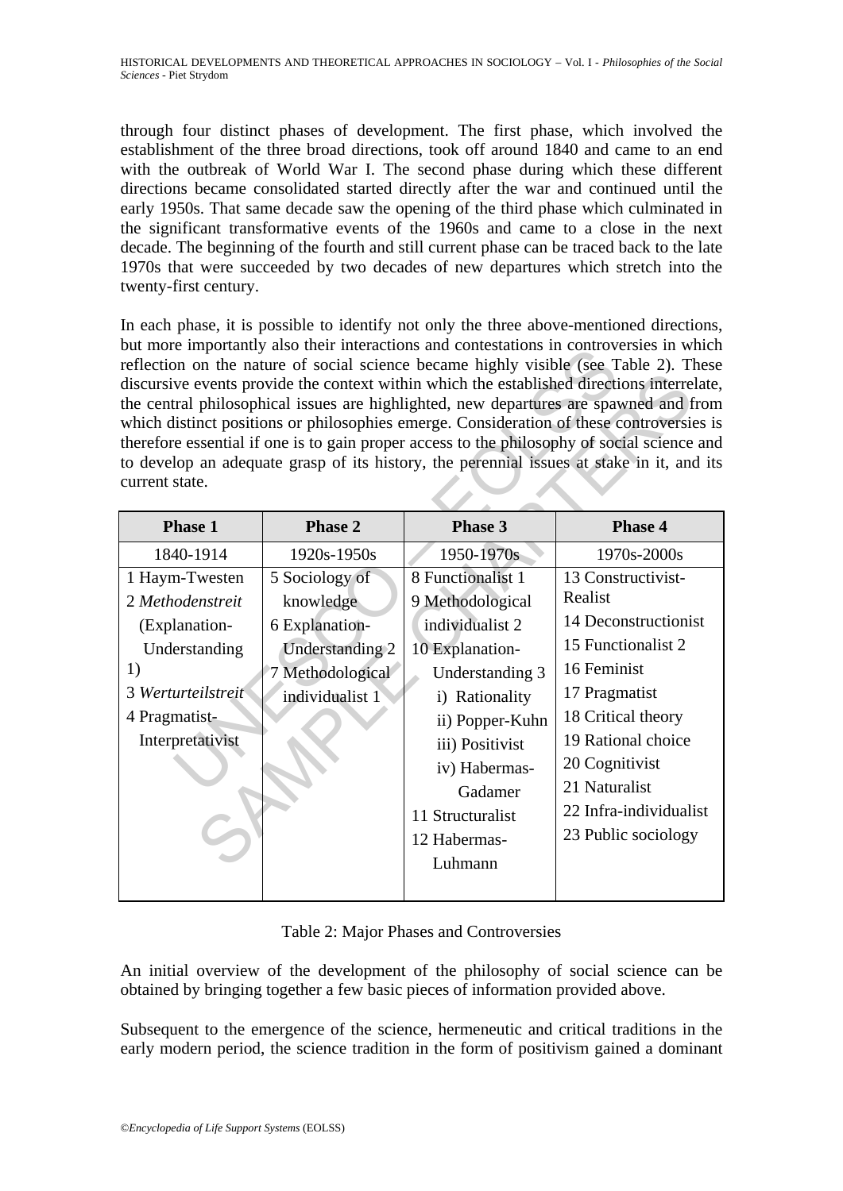through four distinct phases of development. The first phase, which involved the establishment of the three broad directions, took off around 1840 and came to an end with the outbreak of World War I. The second phase during which these different directions became consolidated started directly after the war and continued until the early 1950s. That same decade saw the opening of the third phase which culminated in the significant transformative events of the 1960s and came to a close in the next decade. The beginning of the fourth and still current phase can be traced back to the late 1970s that were succeeded by two decades of new departures which stretch into the twenty-first century.

In each phase, it is possible to identify not only the three above-mentioned directions, but more importantly also their interactions and contestations in controversies in which reflection on the nature of social science became highly visible (see Table 2). These discursive events provide the context within which the established directions interrelate, the central philosophical issues are highlighted, new departures are spawned and from which distinct positions or philosophies emerge. Consideration of these controversies is therefore essential if one is to gain proper access to the philosophy of social science and to develop an adequate grasp of its history, the perennial issues at stake in it, and its current state.

| Phase 1 | Phase 2 | Phase 3 | Phase 4 |
|---|---|---|---|
| 1840-1914 | 1920s-1950s | 1950-1970s | 1970s-2000s |
| 1 Haym-Twesten<br>2 *Methodenstreit* (Explanation-Understanding 1)<br>3 *Werturteilstreit*<br>4 Pragmatist-Interpretativist | 5 Sociology of knowledge<br>6 Explanation-Understanding 2<br>7 Methodological individualist 1 | 8 Functionalist 1<br>9 Methodological individualist 2<br>10 Explanation-Understanding 3<br>i) Rationality<br>ii) Popper-Kuhn<br>iii) Positivist<br>iv) Habermas-Gadamer<br>11 Structuralist<br>12 Habermas-Luhmann | 13 Constructivist-Realist<br>14 Deconstructionist<br>15 Functionalist 2<br>16 Feminist<br>17 Pragmatist<br>18 Critical theory<br>19 Rational choice<br>20 Cognitivist<br>21 Naturalist<br>22 Infra-individualist<br>23 Public sociology |

Table 2: Major Phases and Controversies

An initial overview of the development of the philosophy of social science can be obtained by bringing together a few basic pieces of information provided above.

Subsequent to the emergence of the science, hermeneutic and critical traditions in the early modern period, the science tradition in the form of positivism gained a dominant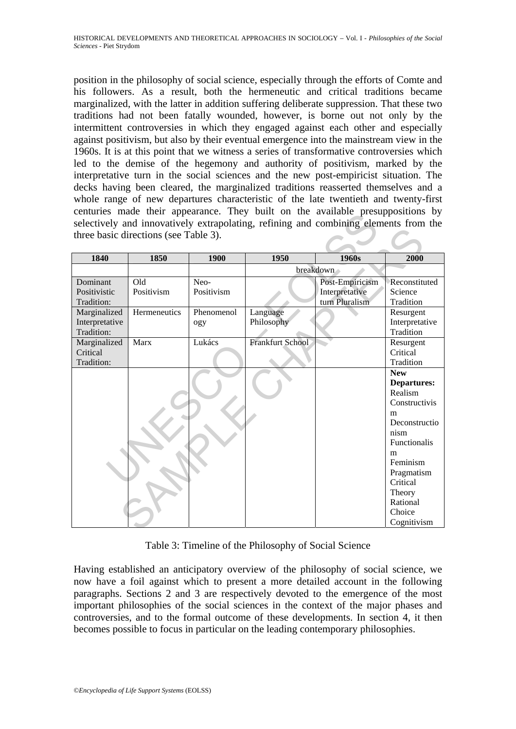position in the philosophy of social science, especially through the efforts of Comte and his followers. As a result, both the hermeneutic and critical traditions became marginalized, with the latter in addition suffering deliberate suppression. That these two traditions had not been fatally wounded, however, is borne out not only by the intermittent controversies in which they engaged against each other and especially against positivism, but also by their eventual emergence into the mainstream view in the 1960s. It is at this point that we witness a series of transformative controversies which led to the demise of the hegemony and authority of positivism, marked by the interpretative turn in the social sciences and the new post-empiricist situation. The decks having been cleared, the marginalized traditions reasserted themselves and a whole range of new departures characteristic of the late twentieth and twenty-first centuries made their appearance. They built on the available presuppositions by selectively and innovatively extrapolating, refining and combining elements from the three basic directions (see Table 3).

| 1840 | 1850 | 1900 | 1950 | 1960s | 2000 |
|---|---|---|---|---|---|
| | | | breakdown | | |
| Dominant Positivistic Tradition: | Old Positivism | Neo-Positivism | | Post-Empiricism Interpretative turn Pluralism | Reconstituted Science Tradition |
| Marginalized Interpretative Tradition: | Hermeneutics | Phenomenology | Language Philosophy | | Resurgent Interpretative Tradition |
| Marginalized Critical Tradition: | Marx | Lukács | Frankfurt School | | Resurgent Critical Tradition |
| | | | | | **New Departures:** Realism Constructivism Deconstructionism Functionalism Feminism Pragmatism Critical Theory Rational Choice Cognitivism |

Table 3: Timeline of the Philosophy of Social Science

Having established an anticipatory overview of the philosophy of social science, we now have a foil against which to present a more detailed account in the following paragraphs. Sections 2 and 3 are respectively devoted to the emergence of the most important philosophies of the social sciences in the context of the major phases and controversies, and to the formal outcome of these developments. In section 4, it then becomes possible to focus in particular on the leading contemporary philosophies.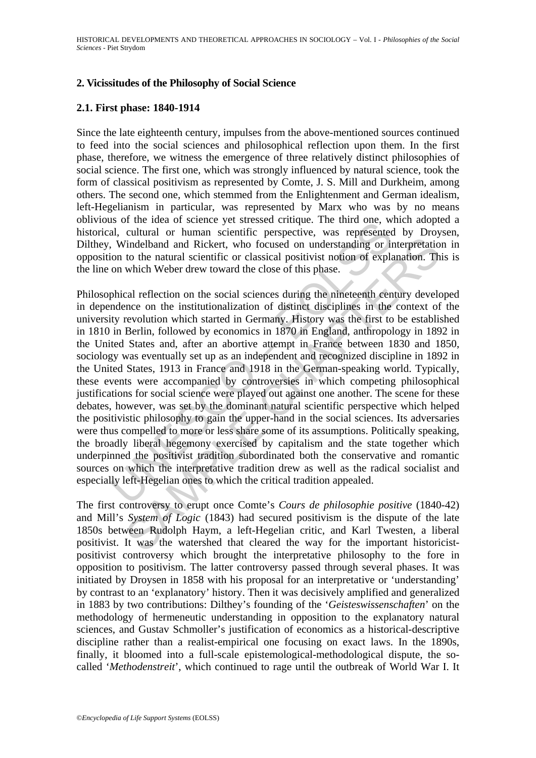## 2. Vicissitudes of the Philosophy of Social Science

### 2.1. First phase: 1840-1914

Since the late eighteenth century, impulses from the above-mentioned sources continued to feed into the social sciences and philosophical reflection upon them. In the first phase, therefore, we witness the emergence of three relatively distinct philosophies of social science. The first one, which was strongly influenced by natural science, took the form of classical positivism as represented by Comte, J. S. Mill and Durkheim, among others. The second one, which stemmed from the Enlightenment and German idealism, left-Hegelianism in particular, was represented by Marx who was by no means oblivious of the idea of science yet stressed critique. The third one, which adopted a historical, cultural or human scientific perspective, was represented by Droysen, Dilthey, Windelband and Rickert, who focused on understanding or interpretation in opposition to the natural scientific or classical positivist notion of explanation. This is the line on which Weber drew toward the close of this phase.

Philosophical reflection on the social sciences during the nineteenth century developed in dependence on the institutionalization of distinct disciplines in the context of the university revolution which started in Germany. History was the first to be established in 1810 in Berlin, followed by economics in 1870 in England, anthropology in 1892 in the United States and, after an abortive attempt in France between 1830 and 1850, sociology was eventually set up as an independent and recognized discipline in 1892 in the United States, 1913 in France and 1918 in the German-speaking world. Typically, these events were accompanied by controversies in which competing philosophical justifications for social science were played out against one another. The scene for these debates, however, was set by the dominant natural scientific perspective which helped the positivistic philosophy to gain the upper-hand in the social sciences. Its adversaries were thus compelled to more or less share some of its assumptions. Politically speaking, the broadly liberal hegemony exercised by capitalism and the state together which underpinned the positivist tradition subordinated both the conservative and romantic sources on which the interpretative tradition drew as well as the radical socialist and especially left-Hegelian ones to which the critical tradition appealed.

The first controversy to erupt once Comte's *Cours de philosophie positive* (1840-42) and Mill's *System of Logic* (1843) had secured positivism is the dispute of the late 1850s between Rudolph Haym, a left-Hegelian critic, and Karl Twesten, a liberal positivist. It was the watershed that cleared the way for the important historicist-positivist controversy which brought the interpretative philosophy to the fore in opposition to positivism. The latter controversy passed through several phases. It was initiated by Droysen in 1858 with his proposal for an interpretative or 'understanding' by contrast to an 'explanatory' history. Then it was decisively amplified and generalized in 1883 by two contributions: Dilthey's founding of the '*Geisteswissenschaften*' on the methodology of hermeneutic understanding in opposition to the explanatory natural sciences, and Gustav Schmoller's justification of economics as a historical-descriptive discipline rather than a realist-empirical one focusing on exact laws. In the 1890s, finally, it bloomed into a full-scale epistemological-methodological dispute, the so-called '*Methodenstreit*', which continued to rage until the outbreak of World War I. It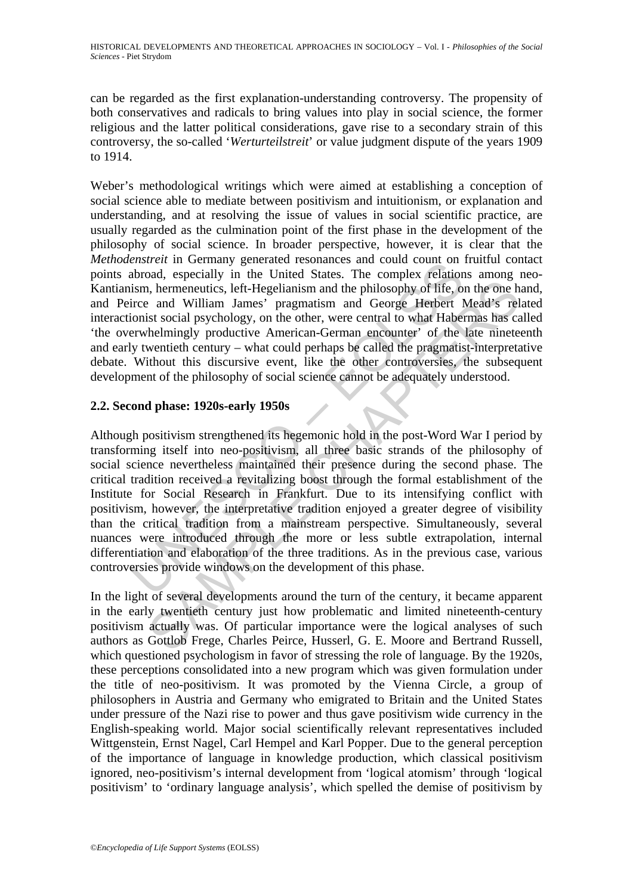can be regarded as the first explanation-understanding controversy. The propensity of both conservatives and radicals to bring values into play in social science, the former religious and the latter political considerations, gave rise to a secondary strain of this controversy, the so-called '*Werturteilstreit*' or value judgment dispute of the years 1909 to 1914.

Weber's methodological writings which were aimed at establishing a conception of social science able to mediate between positivism and intuitionism, or explanation and understanding, and at resolving the issue of values in social scientific practice, are usually regarded as the culmination point of the first phase in the development of the philosophy of social science. In broader perspective, however, it is clear that the *Methodenstreit* in Germany generated resonances and could count on fruitful contact points abroad, especially in the United States. The complex relations among neo-Kantianism, hermeneutics, left-Hegelianism and the philosophy of life, on the one hand, and Peirce and William James' pragmatism and George Herbert Mead's related interactionist social psychology, on the other, were central to what Habermas has called 'the overwhelmingly productive American-German encounter' of the late nineteenth and early twentieth century – what could perhaps be called the pragmatist-interpretative debate. Without this discursive event, like the other controversies, the subsequent development of the philosophy of social science cannot be adequately understood.

## 2.2. Second phase: 1920s-early 1950s

Although positivism strengthened its hegemonic hold in the post-Word War I period by transforming itself into neo-positivism, all three basic strands of the philosophy of social science nevertheless maintained their presence during the second phase. The critical tradition received a revitalizing boost through the formal establishment of the Institute for Social Research in Frankfurt. Due to its intensifying conflict with positivism, however, the interpretative tradition enjoyed a greater degree of visibility than the critical tradition from a mainstream perspective. Simultaneously, several nuances were introduced through the more or less subtle extrapolation, internal differentiation and elaboration of the three traditions. As in the previous case, various controversies provide windows on the development of this phase.

In the light of several developments around the turn of the century, it became apparent in the early twentieth century just how problematic and limited nineteenth-century positivism actually was. Of particular importance were the logical analyses of such authors as Gottlob Frege, Charles Peirce, Husserl, G. E. Moore and Bertrand Russell, which questioned psychologism in favor of stressing the role of language. By the 1920s, these perceptions consolidated into a new program which was given formulation under the title of neo-positivism. It was promoted by the Vienna Circle, a group of philosophers in Austria and Germany who emigrated to Britain and the United States under pressure of the Nazi rise to power and thus gave positivism wide currency in the English-speaking world. Major social scientifically relevant representatives included Wittgenstein, Ernst Nagel, Carl Hempel and Karl Popper. Due to the general perception of the importance of language in knowledge production, which classical positivism ignored, neo-positivism's internal development from 'logical atomism' through 'logical positivism' to 'ordinary language analysis', which spelled the demise of positivism by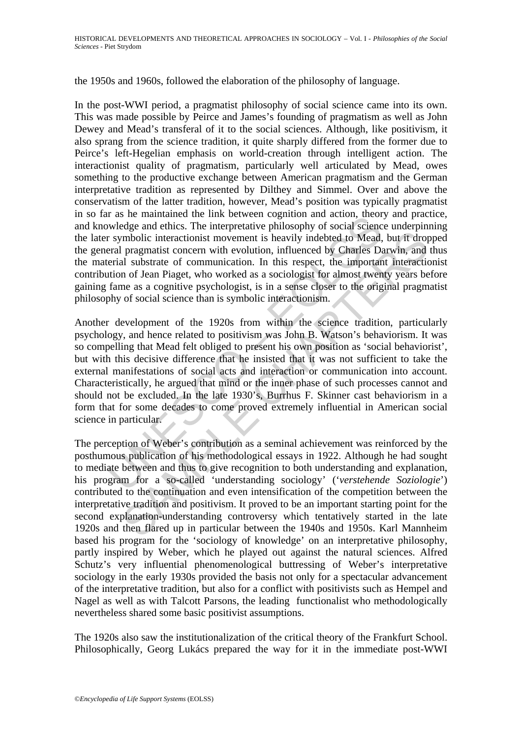the 1950s and 1960s, followed the elaboration of the philosophy of language.

In the post-WWI period, a pragmatist philosophy of social science came into its own. This was made possible by Peirce and James's founding of pragmatism as well as John Dewey and Mead's transferal of it to the social sciences. Although, like positivism, it also sprang from the science tradition, it quite sharply differed from the former due to Peirce's left-Hegelian emphasis on world-creation through intelligent action. The interactionist quality of pragmatism, particularly well articulated by Mead, owes something to the productive exchange between American pragmatism and the German interpretative tradition as represented by Dilthey and Simmel. Over and above the conservatism of the latter tradition, however, Mead's position was typically pragmatist in so far as he maintained the link between cognition and action, theory and practice, and knowledge and ethics. The interpretative philosophy of social science underpinning the later symbolic interactionist movement is heavily indebted to Mead, but it dropped the general pragmatist concern with evolution, influenced by Charles Darwin, and thus the material substrate of communication. In this respect, the important interactionist contribution of Jean Piaget, who worked as a sociologist for almost twenty years before gaining fame as a cognitive psychologist, is in a sense closer to the original pragmatist philosophy of social science than is symbolic interactionism.

Another development of the 1920s from within the science tradition, particularly psychology, and hence related to positivism was John B. Watson's behaviorism. It was so compelling that Mead felt obliged to present his own position as 'social behaviorist', but with this decisive difference that he insisted that it was not sufficient to take the external manifestations of social acts and interaction or communication into account. Characteristically, he argued that mind or the inner phase of such processes cannot and should not be excluded. In the late 1930's, Burrhus F. Skinner cast behaviorism in a form that for some decades to come proved extremely influential in American social science in particular.

The perception of Weber's contribution as a seminal achievement was reinforced by the posthumous publication of his methodological essays in 1922. Although he had sought to mediate between and thus to give recognition to both understanding and explanation, his program for a so-called 'understanding sociology' ('*verstehende Soziologie*') contributed to the continuation and even intensification of the competition between the interpretative tradition and positivism. It proved to be an important starting point for the second explanation-understanding controversy which tentatively started in the late 1920s and then flared up in particular between the 1940s and 1950s. Karl Mannheim based his program for the 'sociology of knowledge' on an interpretative philosophy, partly inspired by Weber, which he played out against the natural sciences. Alfred Schutz's very influential phenomenological buttressing of Weber's interpretative sociology in the early 1930s provided the basis not only for a spectacular advancement of the interpretative tradition, but also for a conflict with positivists such as Hempel and Nagel as well as with Talcott Parsons, the leading functionalist who methodologically nevertheless shared some basic positivist assumptions.

The 1920s also saw the institutionalization of the critical theory of the Frankfurt School. Philosophically, Georg Lukács prepared the way for it in the immediate post-WWI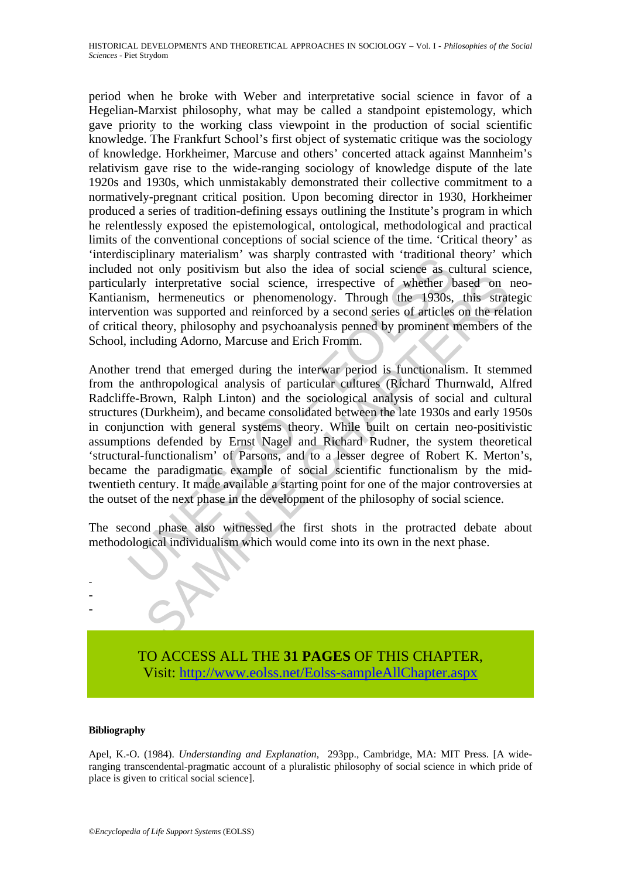period when he broke with Weber and interpretative social science in favor of a Hegelian-Marxist philosophy, what may be called a standpoint epistemology, which gave priority to the working class viewpoint in the production of social scientific knowledge. The Frankfurt School's first object of systematic critique was the sociology of knowledge. Horkheimer, Marcuse and others' concerted attack against Mannheim's relativism gave rise to the wide-ranging sociology of knowledge dispute of the late 1920s and 1930s, which unmistakably demonstrated their collective commitment to a normatively-pregnant critical position. Upon becoming director in 1930, Horkheimer produced a series of tradition-defining essays outlining the Institute's program in which he relentlessly exposed the epistemological, ontological, methodological and practical limits of the conventional conceptions of social science of the time. 'Critical theory' as 'interdisciplinary materialism' was sharply contrasted with 'traditional theory' which included not only positivism but also the idea of social science as cultural science, particularly interpretative social science, irrespective of whether based on neo-Kantianism, hermeneutics or phenomenology. Through the 1930s, this strategic intervention was supported and reinforced by a second series of articles on the relation of critical theory, philosophy and psychoanalysis penned by prominent members of the School, including Adorno, Marcuse and Erich Fromm.

Another trend that emerged during the interwar period is functionalism. It stemmed from the anthropological analysis of particular cultures (Richard Thurnwald, Alfred Radcliffe-Brown, Ralph Linton) and the sociological analysis of social and cultural structures (Durkheim), and became consolidated between the late 1930s and early 1950s in conjunction with general systems theory. While built on certain neo-positivistic assumptions defended by Ernst Nagel and Richard Rudner, the system theoretical 'structural-functionalism' of Parsons, and to a lesser degree of Robert K. Merton's, became the paradigmatic example of social scientific functionalism by the mid-twentieth century. It made available a starting point for one of the major controversies at the outset of the next phase in the development of the philosophy of social science.

The second phase also witnessed the first shots in the protracted debate about methodological individualism which would come into its own in the next phase.

-
-
-

TO ACCESS ALL THE **31 PAGES** OF THIS CHAPTER,
Visit: http://www.eolss.net/Eolss-sampleAllChapter.aspx

**Bibliography**

Apel, K.-O. (1984). *Understanding and Explanation*, 293pp., Cambridge, MA: MIT Press. [A wide-ranging transcendental-pragmatic account of a pluralistic philosophy of social science in which pride of place is given to critical social science].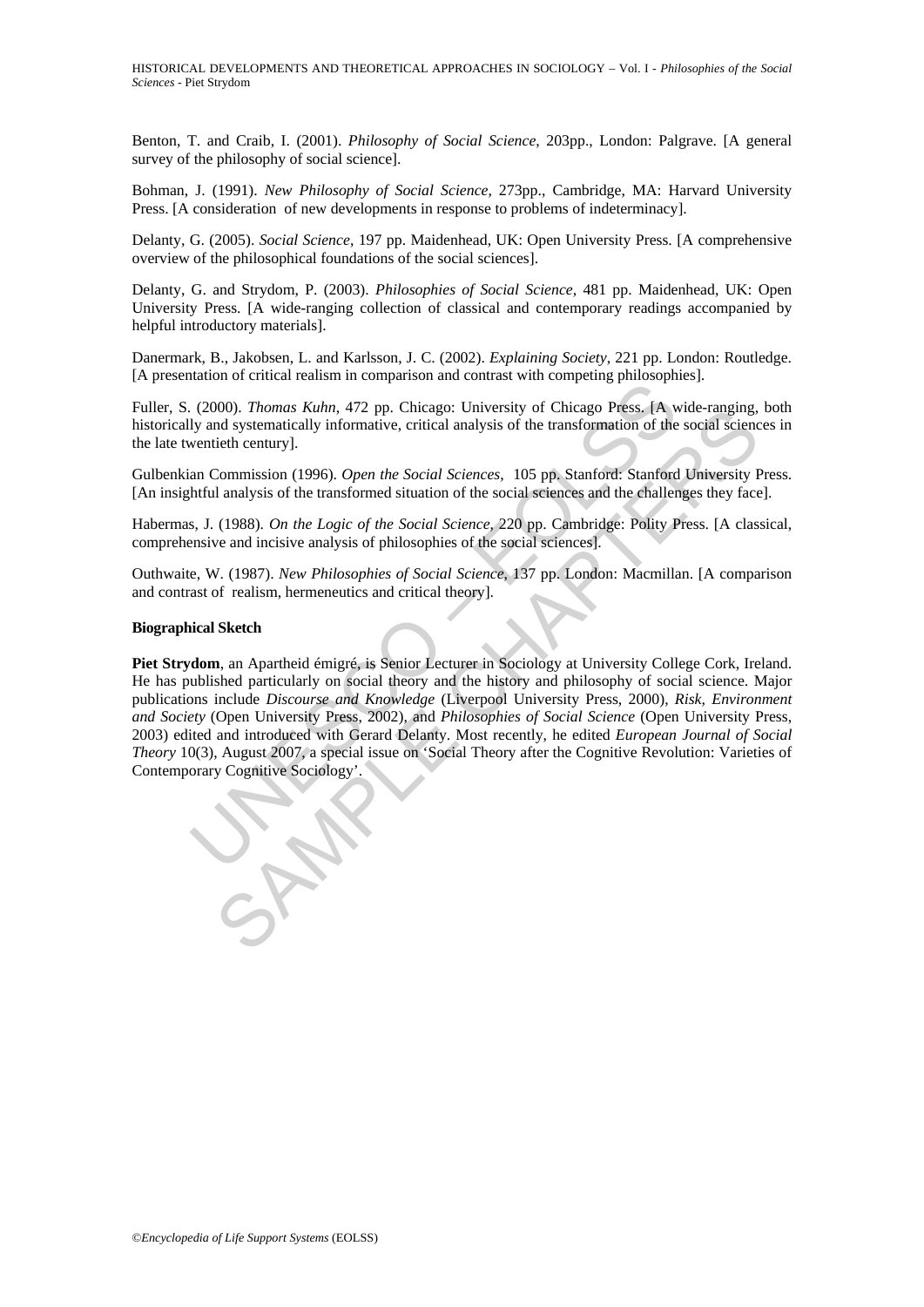Benton, T. and Craib, I. (2001). *Philosophy of Social Science*, 203pp., London: Palgrave. [A general survey of the philosophy of social science].

Bohman, J. (1991). *New Philosophy of Social Science*, 273pp., Cambridge, MA: Harvard University Press. [A consideration of new developments in response to problems of indeterminacy].

Delanty, G. (2005). *Social Science*, 197 pp. Maidenhead, UK: Open University Press. [A comprehensive overview of the philosophical foundations of the social sciences].

Delanty, G. and Strydom, P. (2003). *Philosophies of Social Science*, 481 pp. Maidenhead, UK: Open University Press. [A wide-ranging collection of classical and contemporary readings accompanied by helpful introductory materials].

Danermark, B., Jakobsen, L. and Karlsson, J. C. (2002). *Explaining Society*, 221 pp. London: Routledge. [A presentation of critical realism in comparison and contrast with competing philosophies].

Fuller, S. (2000). *Thomas Kuhn*, 472 pp. Chicago: University of Chicago Press. [A wide-ranging, both historically and systematically informative, critical analysis of the transformation of the social sciences in the late twentieth century].

Gulbenkian Commission (1996). *Open the Social Sciences*, 105 pp. Stanford: Stanford University Press. [An insightful analysis of the transformed situation of the social sciences and the challenges they face].

Habermas, J. (1988). *On the Logic of the Social Science*, 220 pp. Cambridge: Polity Press. [A classical, comprehensive and incisive analysis of philosophies of the social sciences].

Outhwaite, W. (1987). *New Philosophies of Social Science*, 137 pp. London: Macmillan. [A comparison and contrast of realism, hermeneutics and critical theory].

**Biographical Sketch**

**Piet Strydom**, an Apartheid émigré, is Senior Lecturer in Sociology at University College Cork, Ireland. He has published particularly on social theory and the history and philosophy of social science. Major publications include *Discourse and Knowledge* (Liverpool University Press, 2000), *Risk, Environment and Society* (Open University Press, 2002), and *Philosophies of Social Science* (Open University Press, 2003) edited and introduced with Gerard Delanty. Most recently, he edited *European Journal of Social Theory* 10(3), August 2007, a special issue on 'Social Theory after the Cognitive Revolution: Varieties of Contemporary Cognitive Sociology'.